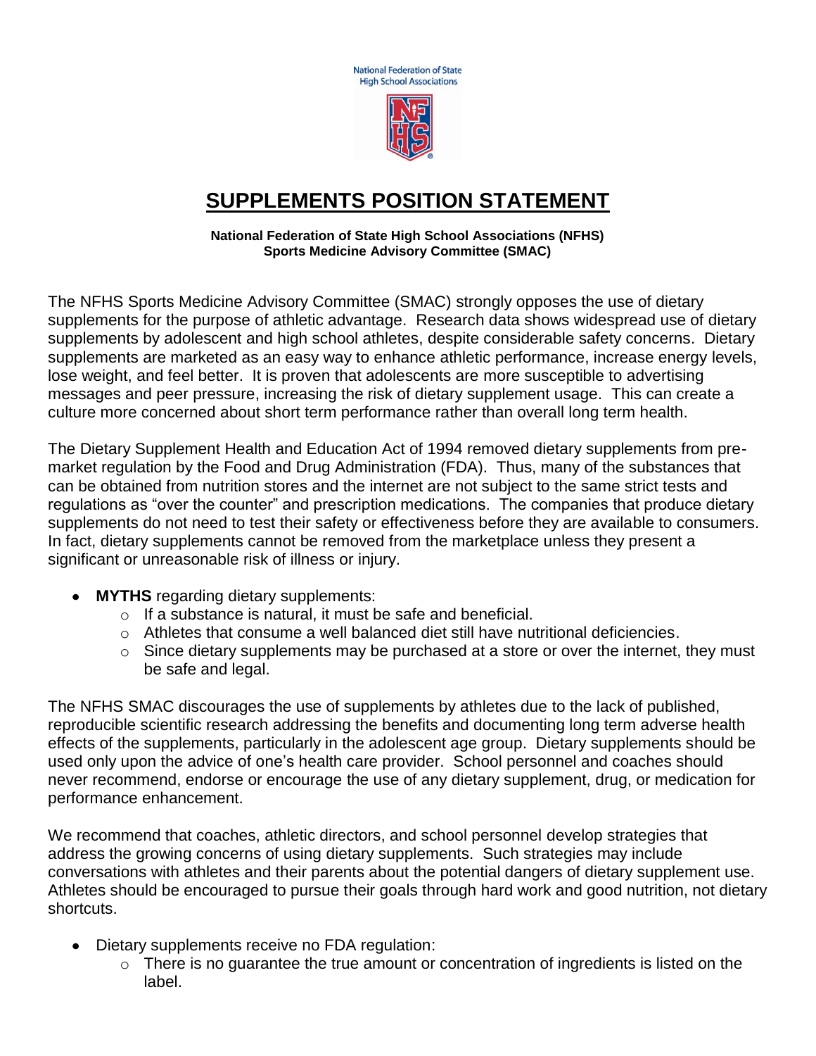National Federation of State High School Associations

# SUPPLEMENTS POSITION STATEMENT

**National Federation of State High School Associations (NFHS)**
**Sports Medicine Advisory Committee (SMAC)**

The NFHS Sports Medicine Advisory Committee (SMAC) strongly opposes the use of dietary supplements for the purpose of athletic advantage. Research data shows widespread use of dietary supplements by adolescent and high school athletes, despite considerable safety concerns. Dietary supplements are marketed as an easy way to enhance athletic performance, increase energy levels, lose weight, and feel better. It is proven that adolescents are more susceptible to advertising messages and peer pressure, increasing the risk of dietary supplement usage. This can create a culture more concerned about short term performance rather than overall long term health.

The Dietary Supplement Health and Education Act of 1994 removed dietary supplements from pre-market regulation by the Food and Drug Administration (FDA). Thus, many of the substances that can be obtained from nutrition stores and the internet are not subject to the same strict tests and regulations as "over the counter" and prescription medications. The companies that produce dietary supplements do not need to test their safety or effectiveness before they are available to consumers. In fact, dietary supplements cannot be removed from the marketplace unless they present a significant or unreasonable risk of illness or injury.

- **MYTHS** regarding dietary supplements:
  - If a substance is natural, it must be safe and beneficial.
  - Athletes that consume a well balanced diet still have nutritional deficiencies.
  - Since dietary supplements may be purchased at a store or over the internet, they must be safe and legal.

The NFHS SMAC discourages the use of supplements by athletes due to the lack of published, reproducible scientific research addressing the benefits and documenting long term adverse health effects of the supplements, particularly in the adolescent age group. Dietary supplements should be used only upon the advice of one's health care provider. School personnel and coaches should never recommend, endorse or encourage the use of any dietary supplement, drug, or medication for performance enhancement.

We recommend that coaches, athletic directors, and school personnel develop strategies that address the growing concerns of using dietary supplements. Such strategies may include conversations with athletes and their parents about the potential dangers of dietary supplement use. Athletes should be encouraged to pursue their goals through hard work and good nutrition, not dietary shortcuts.

- Dietary supplements receive no FDA regulation:
  - There is no guarantee the true amount or concentration of ingredients is listed on the label.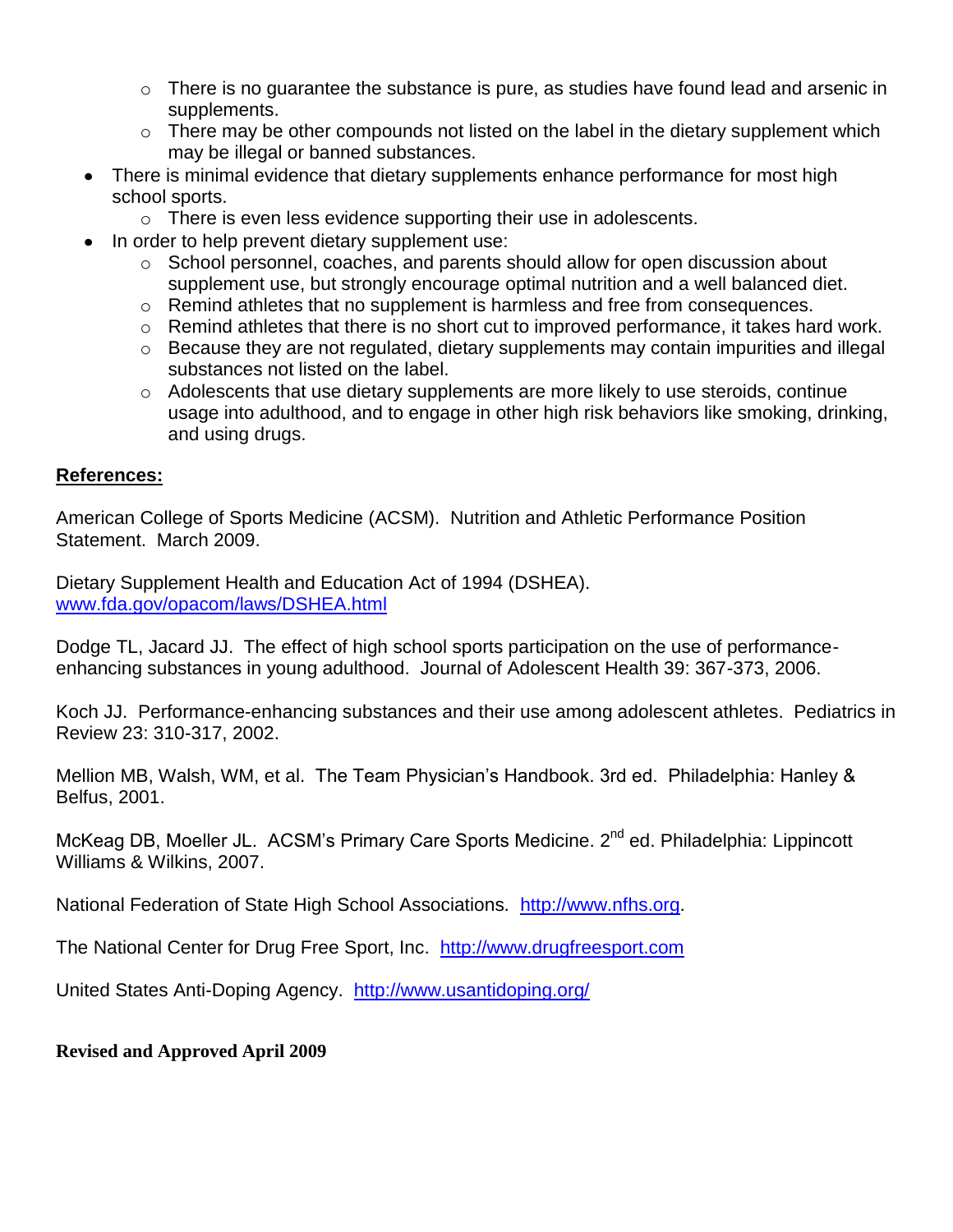- There is no guarantee the substance is pure, as studies have found lead and arsenic in supplements.
    - There may be other compounds not listed on the label in the dietary supplement which may be illegal or banned substances.
- There is minimal evidence that dietary supplements enhance performance for most high school sports.
    - There is even less evidence supporting their use in adolescents.
- In order to help prevent dietary supplement use:
    - School personnel, coaches, and parents should allow for open discussion about supplement use, but strongly encourage optimal nutrition and a well balanced diet.
    - Remind athletes that no supplement is harmless and free from consequences.
    - Remind athletes that there is no short cut to improved performance, it takes hard work.
    - Because they are not regulated, dietary supplements may contain impurities and illegal substances not listed on the label.
    - Adolescents that use dietary supplements are more likely to use steroids, continue usage into adulthood, and to engage in other high risk behaviors like smoking, drinking, and using drugs.

**References:**

American College of Sports Medicine (ACSM). Nutrition and Athletic Performance Position Statement. March 2009.

Dietary Supplement Health and Education Act of 1994 (DSHEA). www.fda.gov/opacom/laws/DSHEA.html

Dodge TL, Jacard JJ. The effect of high school sports participation on the use of performance-enhancing substances in young adulthood. Journal of Adolescent Health 39: 367-373, 2006.

Koch JJ. Performance-enhancing substances and their use among adolescent athletes. Pediatrics in Review 23: 310-317, 2002.

Mellion MB, Walsh, WM, et al. The Team Physician's Handbook. 3rd ed. Philadelphia: Hanley & Belfus, 2001.

McKeag DB, Moeller JL. ACSM's Primary Care Sports Medicine. 2nd ed. Philadelphia: Lippincott Williams & Wilkins, 2007.

National Federation of State High School Associations. http://www.nfhs.org.

The National Center for Drug Free Sport, Inc. http://www.drugfreesport.com

United States Anti-Doping Agency. http://www.usantidoping.org/

**Revised and Approved April 2009**